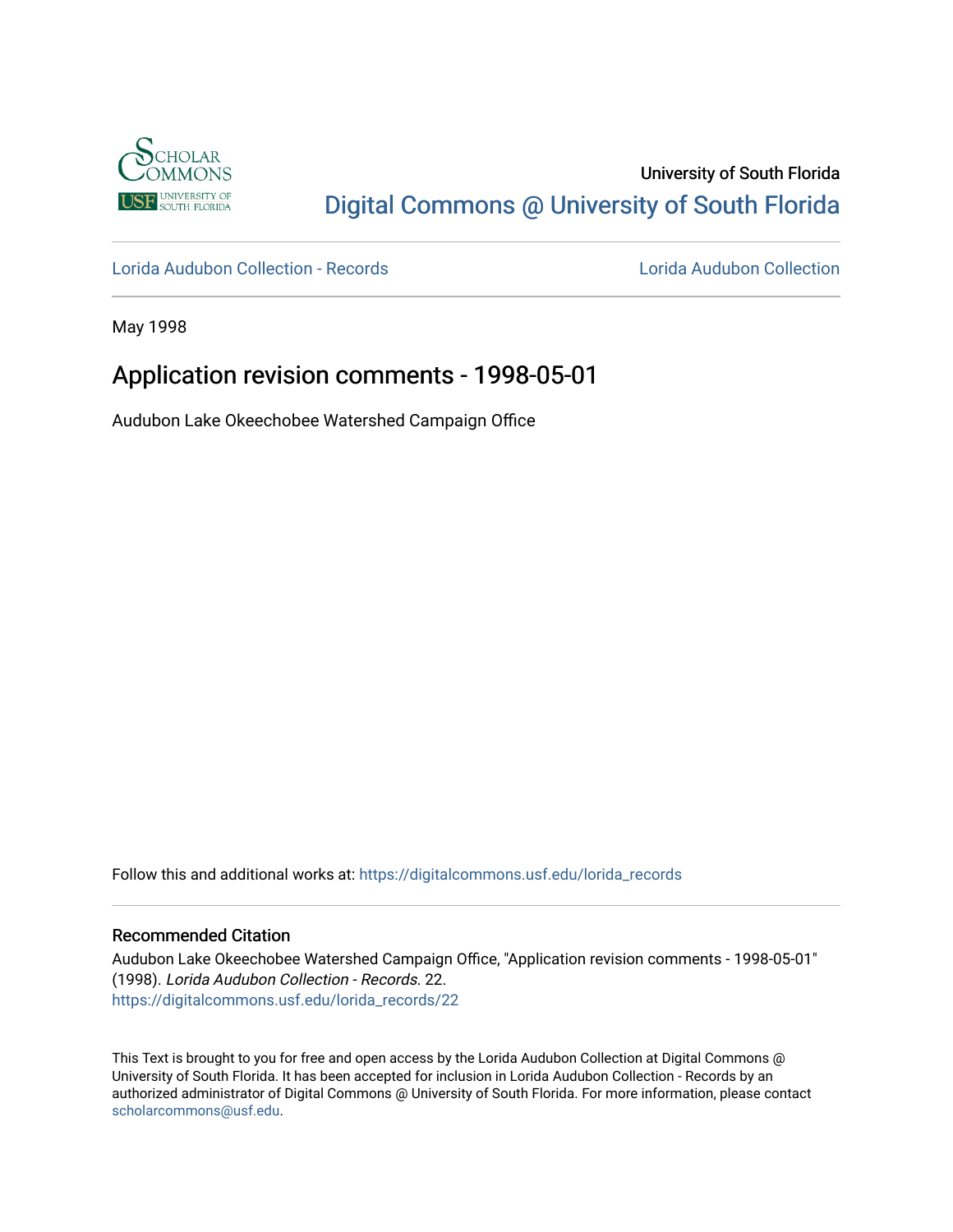University of South Florida

Digital Commons @ University of South Florida

Lorida Audubon Collection - Records

Lorida Audubon Collection

May 1998

# Application revision comments - 1998-05-01

Audubon Lake Okeechobee Watershed Campaign Office

Follow this and additional works at: https://digitalcommons.usf.edu/lorida_records

## Recommended Citation

Audubon Lake Okeechobee Watershed Campaign Office, "Application revision comments - 1998-05-01" (1998). *Lorida Audubon Collection - Records*. 22.
https://digitalcommons.usf.edu/lorida_records/22

This Text is brought to you for free and open access by the Lorida Audubon Collection at Digital Commons @ University of South Florida. It has been accepted for inclusion in Lorida Audubon Collection - Records by an authorized administrator of Digital Commons @ University of South Florida. For more information, please contact scholarcommons@usf.edu.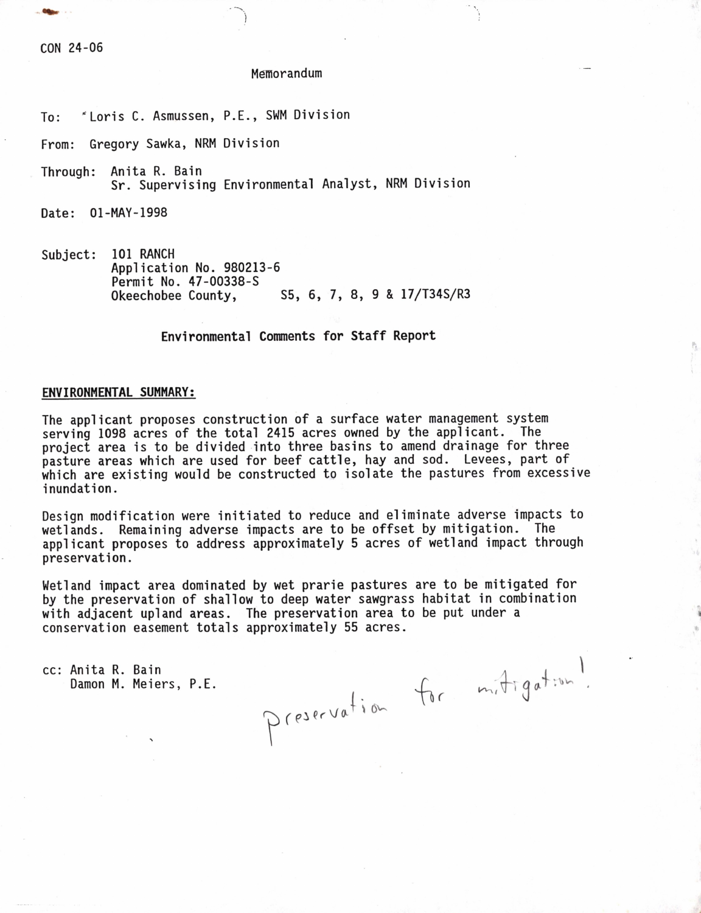CON 24-06

Memorandum

To: Loris C. Asmussen, P.E., SWM Division

From: Gregory Sawka, NRM Division

Through: Anita R. Bain
Sr. Supervising Environmental Analyst, NRM Division

Date: 01-MAY-1998

Subject: 101 RANCH
Application No. 980213-6
Permit No. 47-00338-S
Okeechobee County, S5, 6, 7, 8, 9 & 17/T34S/R3

**Environmental Comments for Staff Report**

**ENVIRONMENTAL SUMMARY:**

The applicant proposes construction of a surface water management system serving 1098 acres of the total 2415 acres owned by the applicant. The project area is to be divided into three basins to amend drainage for three pasture areas which are used for beef cattle, hay and sod. Levees, part of which are existing would be constructed to isolate the pastures from excessive inundation.

Design modification were initiated to reduce and eliminate adverse impacts to wetlands. Remaining adverse impacts are to be offset by mitigation. The applicant proposes to address approximately 5 acres of wetland impact through preservation.

Wetland impact area dominated by wet prarie pastures are to be mitigated for by the preservation of shallow to deep water sawgrass habitat in combination with adjacent upland areas. The preservation area to be put under a conservation easement totals approximately 55 acres.

cc: Anita R. Bain
Damon M. Meiers, P.E.

preservation for mitigation!